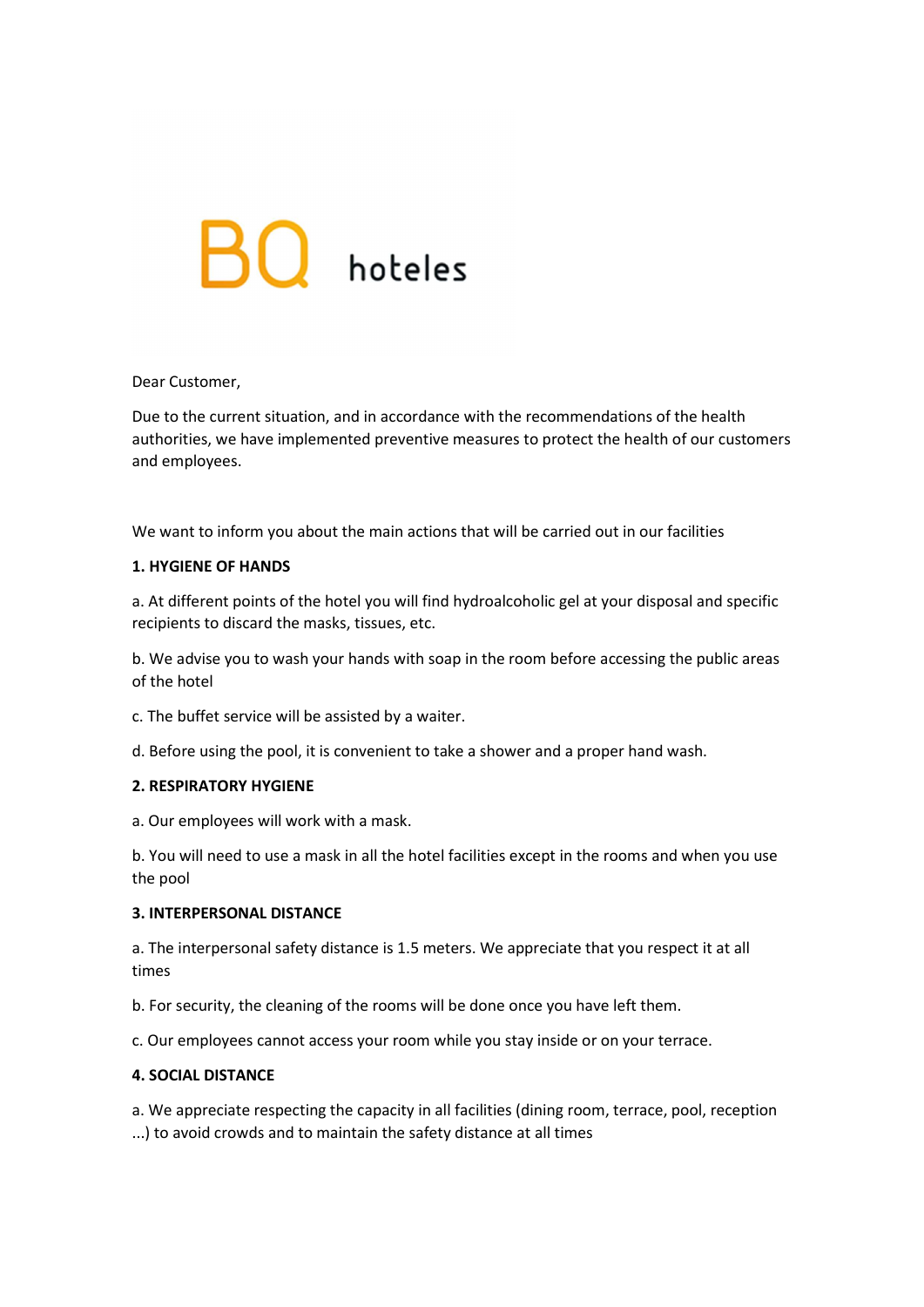BQ hoteles

Dear Customer,

Due to the current situation, and in accordance with the recommendations of the health authorities, we have implemented preventive measures to protect the health of our customers and employees.

We want to inform you about the main actions that will be carried out in our facilities

**1. HYGIENE OF HANDS**

a. At different points of the hotel you will find hydroalcoholic gel at your disposal and specific recipients to discard the masks, tissues, etc.

b. We advise you to wash your hands with soap in the room before accessing the public areas of the hotel

c. The buffet service will be assisted by a waiter.

d. Before using the pool, it is convenient to take a shower and a proper hand wash.

**2. RESPIRATORY HYGIENE**

a. Our employees will work with a mask.

b. You will need to use a mask in all the hotel facilities except in the rooms and when you use the pool

**3. INTERPERSONAL DISTANCE**

a. The interpersonal safety distance is 1.5 meters. We appreciate that you respect it at all times

b. For security, the cleaning of the rooms will be done once you have left them.

c. Our employees cannot access your room while you stay inside or on your terrace.

**4. SOCIAL DISTANCE**

a. We appreciate respecting the capacity in all facilities (dining room, terrace, pool, reception ...) to avoid crowds and to maintain the safety distance at all times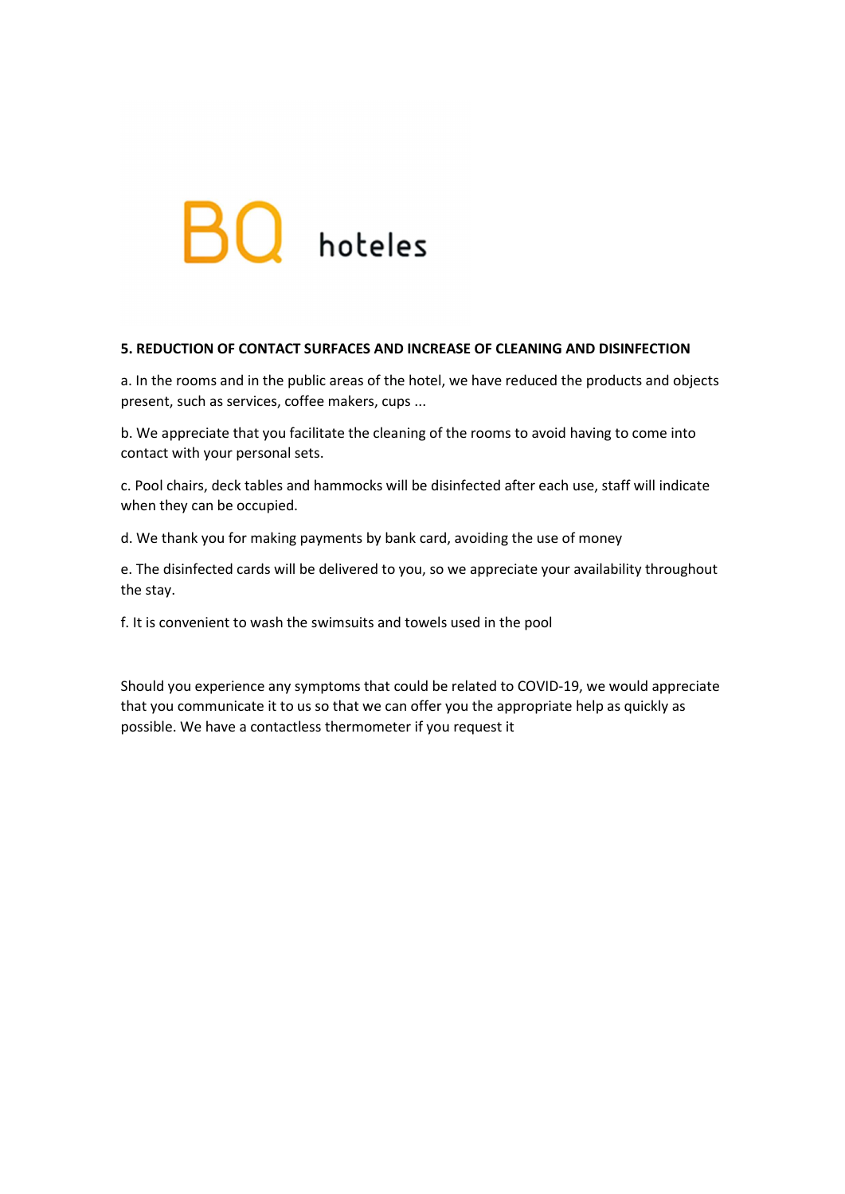BQ hoteles

**5. REDUCTION OF CONTACT SURFACES AND INCREASE OF CLEANING AND DISINFECTION**

a. In the rooms and in the public areas of the hotel, we have reduced the products and objects present, such as services, coffee makers, cups ...

b. We appreciate that you facilitate the cleaning of the rooms to avoid having to come into contact with your personal sets.

c. Pool chairs, deck tables and hammocks will be disinfected after each use, staff will indicate when they can be occupied.

d. We thank you for making payments by bank card, avoiding the use of money

e. The disinfected cards will be delivered to you, so we appreciate your availability throughout the stay.

f. It is convenient to wash the swimsuits and towels used in the pool

Should you experience any symptoms that could be related to COVID-19, we would appreciate that you communicate it to us so that we can offer you the appropriate help as quickly as possible. We have a contactless thermometer if you request it